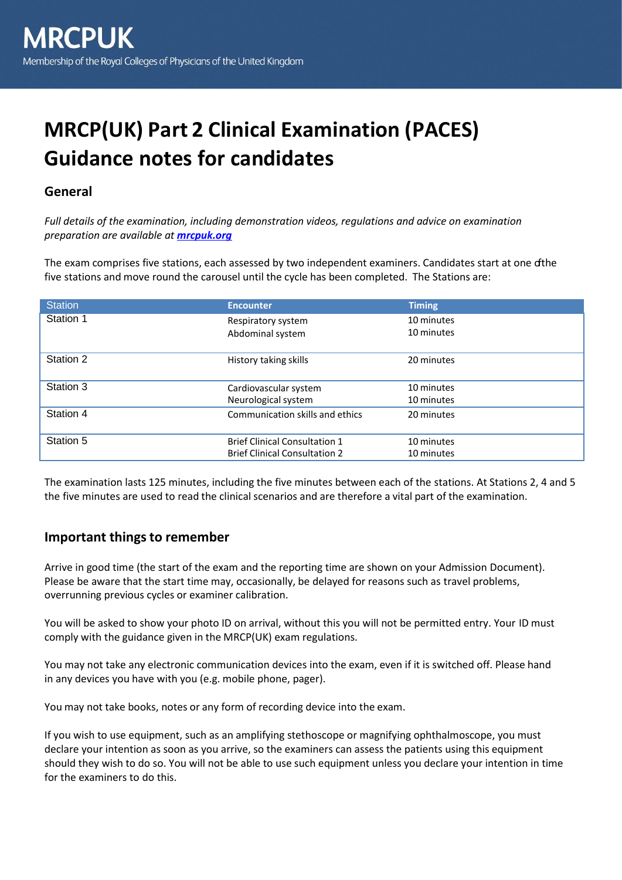MRCPUK

Membership of the Royal Colleges of Physicians of the United Kingdom

# MRCP(UK) Part 2 Clinical Examination (PACES) Guidance notes for candidates

## General

*Full details of the examination, including demonstration videos, regulations and advice on examination preparation are available at* ***mrcpuk.org***

The exam comprises five stations, each assessed by two independent examiners. Candidates start at one of the five stations and move round the carousel until the cycle has been completed. The Stations are:

| Station | Encounter | Timing |
|---|---|---|
| Station 1 | Respiratory system<br>Abdominal system | 10 minutes<br>10 minutes |
| Station 2 | History taking skills | 20 minutes |
| Station 3 | Cardiovascular system<br>Neurological system | 10 minutes<br>10 minutes |
| Station 4 | Communication skills and ethics | 20 minutes |
| Station 5 | Brief Clinical Consultation 1<br>Brief Clinical Consultation 2 | 10 minutes<br>10 minutes |

The examination lasts 125 minutes, including the five minutes between each of the stations. At Stations 2, 4 and 5 the five minutes are used to read the clinical scenarios and are therefore a vital part of the examination.

## Important things to remember

Arrive in good time (the start of the exam and the reporting time are shown on your Admission Document). Please be aware that the start time may, occasionally, be delayed for reasons such as travel problems, overrunning previous cycles or examiner calibration.

You will be asked to show your photo ID on arrival, without this you will not be permitted entry. Your ID must comply with the guidance given in the MRCP(UK) exam regulations.

You may not take any electronic communication devices into the exam, even if it is switched off. Please hand in any devices you have with you (e.g. mobile phone, pager).

You may not take books, notes or any form of recording device into the exam.

If you wish to use equipment, such as an amplifying stethoscope or magnifying ophthalmoscope, you must declare your intention as soon as you arrive, so the examiners can assess the patients using this equipment should they wish to do so. You will not be able to use such equipment unless you declare your intention in time for the examiners to do this.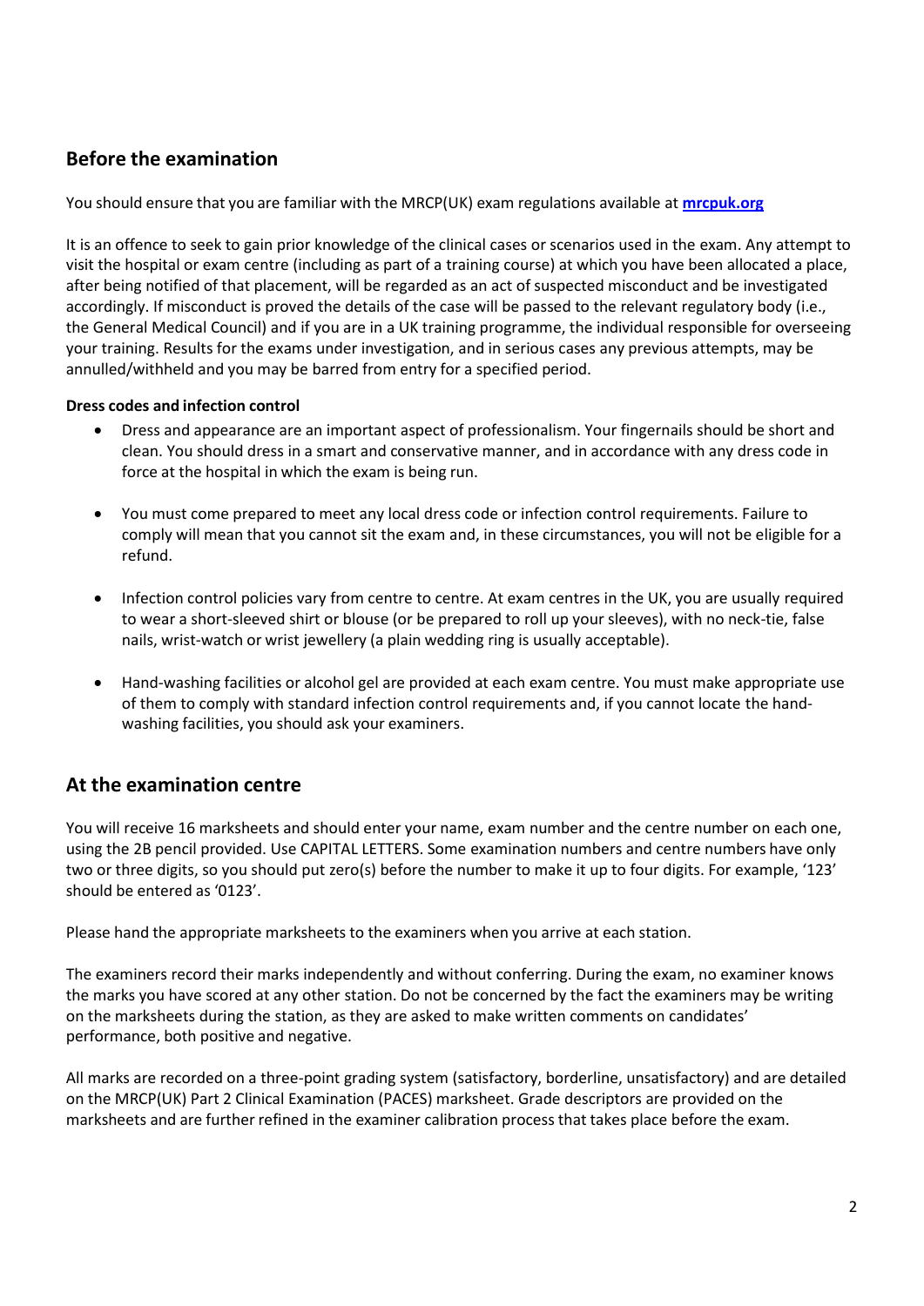## Before the examination

You should ensure that you are familiar with the MRCP(UK) exam regulations available at **[mrcpuk.org](https://mrcpuk.org)**

It is an offence to seek to gain prior knowledge of the clinical cases or scenarios used in the exam. Any attempt to visit the hospital or exam centre (including as part of a training course) at which you have been allocated a place, after being notified of that placement, will be regarded as an act of suspected misconduct and be investigated accordingly. If misconduct is proved the details of the case will be passed to the relevant regulatory body (i.e., the General Medical Council) and if you are in a UK training programme, the individual responsible for overseeing your training. Results for the exams under investigation, and in serious cases any previous attempts, may be annulled/withheld and you may be barred from entry for a specified period.

**Dress codes and infection control**

- Dress and appearance are an important aspect of professionalism. Your fingernails should be short and clean. You should dress in a smart and conservative manner, and in accordance with any dress code in force at the hospital in which the exam is being run.

- You must come prepared to meet any local dress code or infection control requirements. Failure to comply will mean that you cannot sit the exam and, in these circumstances, you will not be eligible for a refund.

- Infection control policies vary from centre to centre. At exam centres in the UK, you are usually required to wear a short-sleeved shirt or blouse (or be prepared to roll up your sleeves), with no neck-tie, false nails, wrist-watch or wrist jewellery (a plain wedding ring is usually acceptable).

- Hand-washing facilities or alcohol gel are provided at each exam centre. You must make appropriate use of them to comply with standard infection control requirements and, if you cannot locate the hand-washing facilities, you should ask your examiners.

## At the examination centre

You will receive 16 marksheets and should enter your name, exam number and the centre number on each one, using the 2B pencil provided. Use CAPITAL LETTERS. Some examination numbers and centre numbers have only two or three digits, so you should put zero(s) before the number to make it up to four digits. For example, '123' should be entered as '0123'.

Please hand the appropriate marksheets to the examiners when you arrive at each station.

The examiners record their marks independently and without conferring. During the exam, no examiner knows the marks you have scored at any other station. Do not be concerned by the fact the examiners may be writing on the marksheets during the station, as they are asked to make written comments on candidates' performance, both positive and negative.

All marks are recorded on a three-point grading system (satisfactory, borderline, unsatisfactory) and are detailed on the MRCP(UK) Part 2 Clinical Examination (PACES) marksheet. Grade descriptors are provided on the marksheets and are further refined in the examiner calibration process that takes place before the exam.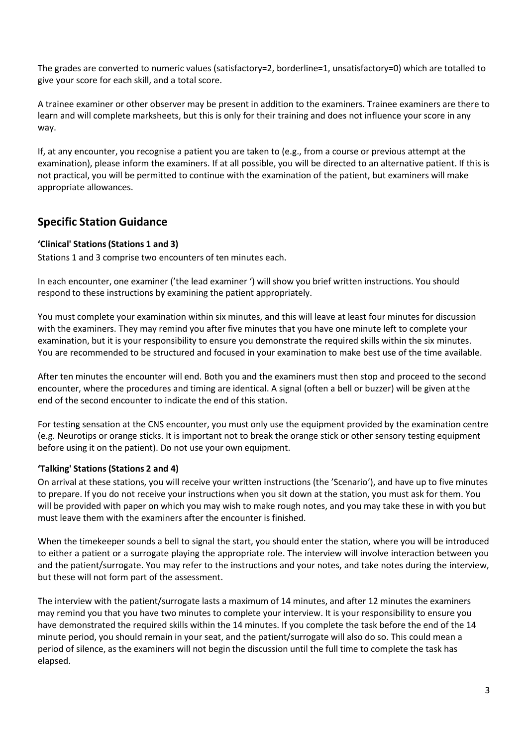The grades are converted to numeric values (satisfactory=2, borderline=1, unsatisfactory=0) which are totalled to give your score for each skill, and a total score.

A trainee examiner or other observer may be present in addition to the examiners. Trainee examiners are there to learn and will complete marksheets, but this is only for their training and does not influence your score in any way.

If, at any encounter, you recognise a patient you are taken to (e.g., from a course or previous attempt at the examination), please inform the examiners. If at all possible, you will be directed to an alternative patient. If this is not practical, you will be permitted to continue with the examination of the patient, but examiners will make appropriate allowances.

## Specific Station Guidance

**'Clinical' Stations (Stations 1 and 3)**

Stations 1 and 3 comprise two encounters of ten minutes each.

In each encounter, one examiner ('the lead examiner ') will show you brief written instructions. You should respond to these instructions by examining the patient appropriately.

You must complete your examination within six minutes, and this will leave at least four minutes for discussion with the examiners. They may remind you after five minutes that you have one minute left to complete your examination, but it is your responsibility to ensure you demonstrate the required skills within the six minutes. You are recommended to be structured and focused in your examination to make best use of the time available.

After ten minutes the encounter will end. Both you and the examiners must then stop and proceed to the second encounter, where the procedures and timing are identical. A signal (often a bell or buzzer) will be given at the end of the second encounter to indicate the end of this station.

For testing sensation at the CNS encounter, you must only use the equipment provided by the examination centre (e.g. Neurotips or orange sticks. It is important not to break the orange stick or other sensory testing equipment before using it on the patient). Do not use your own equipment.

**'Talking' Stations (Stations 2 and 4)**

On arrival at these stations, you will receive your written instructions (the 'Scenario'), and have up to five minutes to prepare. If you do not receive your instructions when you sit down at the station, you must ask for them. You will be provided with paper on which you may wish to make rough notes, and you may take these in with you but must leave them with the examiners after the encounter is finished.

When the timekeeper sounds a bell to signal the start, you should enter the station, where you will be introduced to either a patient or a surrogate playing the appropriate role. The interview will involve interaction between you and the patient/surrogate. You may refer to the instructions and your notes, and take notes during the interview, but these will not form part of the assessment.

The interview with the patient/surrogate lasts a maximum of 14 minutes, and after 12 minutes the examiners may remind you that you have two minutes to complete your interview. It is your responsibility to ensure you have demonstrated the required skills within the 14 minutes. If you complete the task before the end of the 14 minute period, you should remain in your seat, and the patient/surrogate will also do so. This could mean a period of silence, as the examiners will not begin the discussion until the full time to complete the task has elapsed.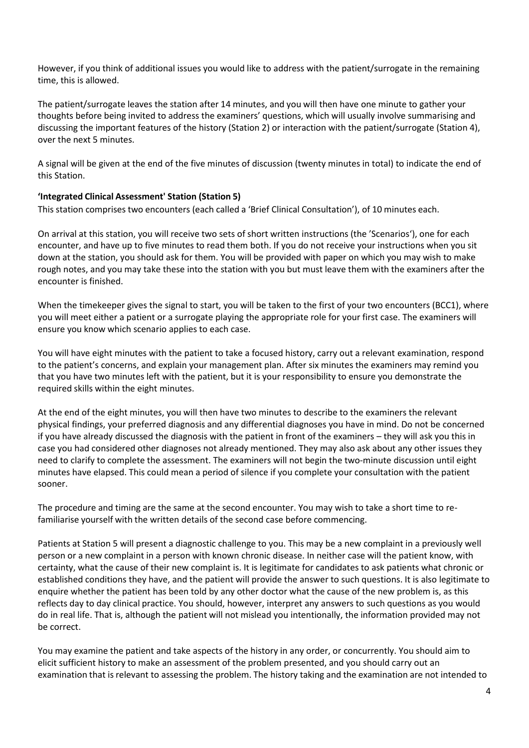However, if you think of additional issues you would like to address with the patient/surrogate in the remaining time, this is allowed.

The patient/surrogate leaves the station after 14 minutes, and you will then have one minute to gather your thoughts before being invited to address the examiners' questions, which will usually involve summarising and discussing the important features of the history (Station 2) or interaction with the patient/surrogate (Station 4), over the next 5 minutes.

A signal will be given at the end of the five minutes of discussion (twenty minutes in total) to indicate the end of this Station.

**'Integrated Clinical Assessment' Station (Station 5)**

This station comprises two encounters (each called a 'Brief Clinical Consultation'), of 10 minutes each.

On arrival at this station, you will receive two sets of short written instructions (the 'Scenarios'), one for each encounter, and have up to five minutes to read them both. If you do not receive your instructions when you sit down at the station, you should ask for them. You will be provided with paper on which you may wish to make rough notes, and you may take these into the station with you but must leave them with the examiners after the encounter is finished.

When the timekeeper gives the signal to start, you will be taken to the first of your two encounters (BCC1), where you will meet either a patient or a surrogate playing the appropriate role for your first case. The examiners will ensure you know which scenario applies to each case.

You will have eight minutes with the patient to take a focused history, carry out a relevant examination, respond to the patient's concerns, and explain your management plan. After six minutes the examiners may remind you that you have two minutes left with the patient, but it is your responsibility to ensure you demonstrate the required skills within the eight minutes.

At the end of the eight minutes, you will then have two minutes to describe to the examiners the relevant physical findings, your preferred diagnosis and any differential diagnoses you have in mind. Do not be concerned if you have already discussed the diagnosis with the patient in front of the examiners – they will ask you this in case you had considered other diagnoses not already mentioned. They may also ask about any other issues they need to clarify to complete the assessment. The examiners will not begin the two-minute discussion until eight minutes have elapsed. This could mean a period of silence if you complete your consultation with the patient sooner.

The procedure and timing are the same at the second encounter. You may wish to take a short time to re-familiarise yourself with the written details of the second case before commencing.

Patients at Station 5 will present a diagnostic challenge to you. This may be a new complaint in a previously well person or a new complaint in a person with known chronic disease. In neither case will the patient know, with certainty, what the cause of their new complaint is. It is legitimate for candidates to ask patients what chronic or established conditions they have, and the patient will provide the answer to such questions. It is also legitimate to enquire whether the patient has been told by any other doctor what the cause of the new problem is, as this reflects day to day clinical practice. You should, however, interpret any answers to such questions as you would do in real life. That is, although the patient will not mislead you intentionally, the information provided may not be correct.

You may examine the patient and take aspects of the history in any order, or concurrently. You should aim to elicit sufficient history to make an assessment of the problem presented, and you should carry out an examination that is relevant to assessing the problem. The history taking and the examination are not intended to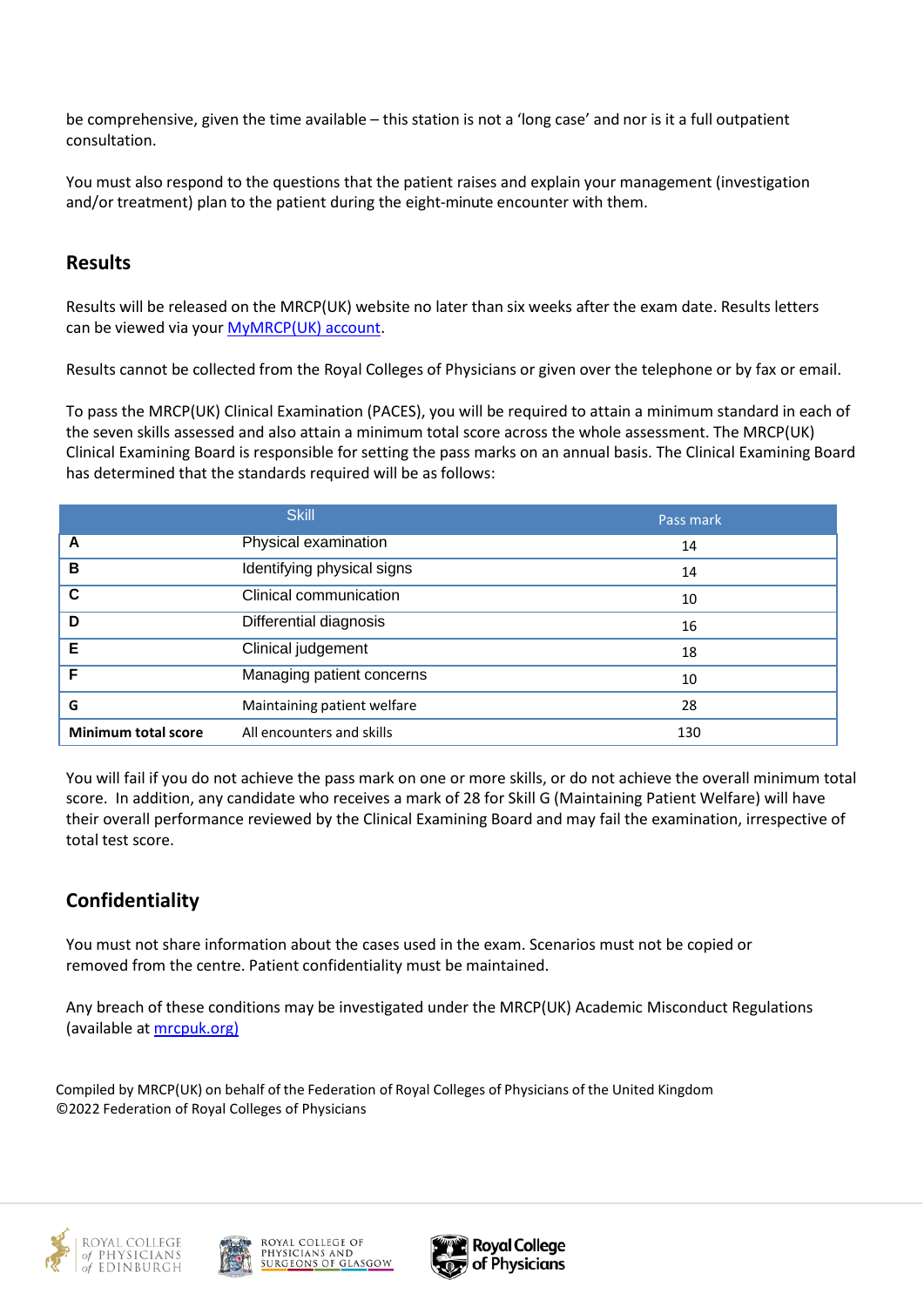be comprehensive, given the time available – this station is not a 'long case' and nor is it a full outpatient consultation.

You must also respond to the questions that the patient raises and explain your management (investigation and/or treatment) plan to the patient during the eight-minute encounter with them.

## Results

Results will be released on the MRCP(UK) website no later than six weeks after the exam date. Results letters can be viewed via your MyMRCP(UK) account.

Results cannot be collected from the Royal Colleges of Physicians or given over the telephone or by fax or email.

To pass the MRCP(UK) Clinical Examination (PACES), you will be required to attain a minimum standard in each of the seven skills assessed and also attain a minimum total score across the whole assessment. The MRCP(UK) Clinical Examining Board is responsible for setting the pass marks on an annual basis. The Clinical Examining Board has determined that the standards required will be as follows:

| | Skill | Pass mark |
|---|---|---|
| A | Physical examination | 14 |
| B | Identifying physical signs | 14 |
| C | Clinical communication | 10 |
| D | Differential diagnosis | 16 |
| E | Clinical judgement | 18 |
| F | Managing patient concerns | 10 |
| G | Maintaining patient welfare | 28 |
| **Minimum total score** | All encounters and skills | 130 |

You will fail if you do not achieve the pass mark on one or more skills, or do not achieve the overall minimum total score. In addition, any candidate who receives a mark of 28 for Skill G (Maintaining Patient Welfare) will have their overall performance reviewed by the Clinical Examining Board and may fail the examination, irrespective of total test score.

## Confidentiality

You must not share information about the cases used in the exam. Scenarios must not be copied or removed from the centre. Patient confidentiality must be maintained.

Any breach of these conditions may be investigated under the MRCP(UK) Academic Misconduct Regulations (available at mrcpuk.org)

Compiled by MRCP(UK) on behalf of the Federation of Royal Colleges of Physicians of the United Kingdom
©2022 Federation of Royal Colleges of Physicians